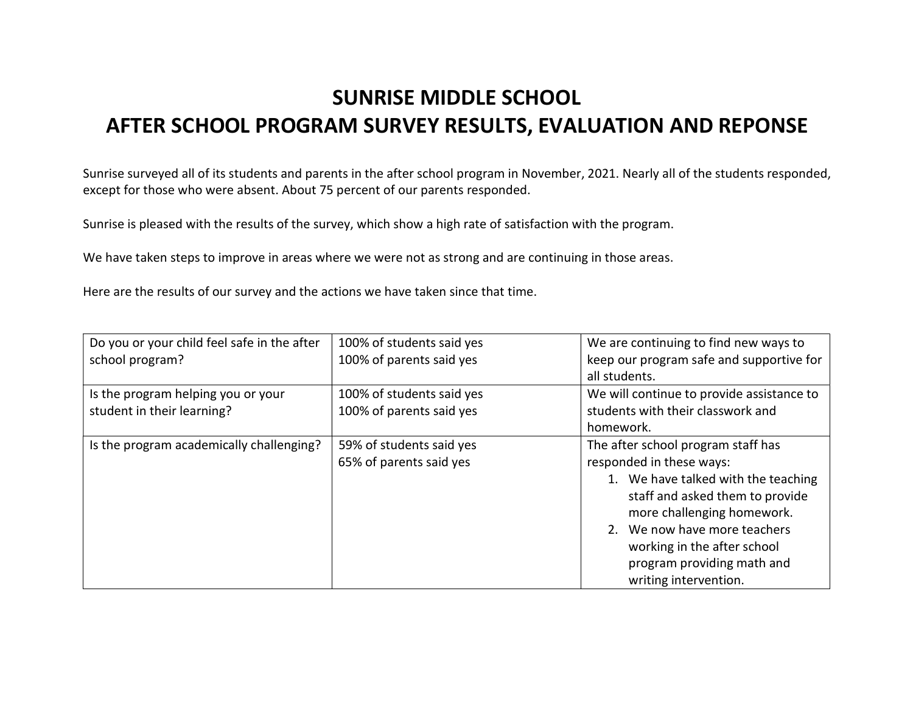# SUNRISE MIDDLE SCHOOL
# AFTER SCHOOL PROGRAM SURVEY RESULTS, EVALUATION AND REPONSE

Sunrise surveyed all of its students and parents in the after school program in November, 2021. Nearly all of the students responded, except for those who were absent. About 75 percent of our parents responded.

Sunrise is pleased with the results of the survey, which show a high rate of satisfaction with the program.

We have taken steps to improve in areas where we were not as strong and are continuing in those areas.

Here are the results of our survey and the actions we have taken since that time.

| | | |
|---|---|---|
| Do you or your child feel safe in the after school program? | 100% of students said yes<br>100% of parents said yes | We are continuing to find new ways to keep our program safe and supportive for all students. |
| Is the program helping you or your student in their learning? | 100% of students said yes<br>100% of parents said yes | We will continue to provide assistance to students with their classwork and homework. |
| Is the program academically challenging? | 59% of students said yes<br>65% of parents said yes | The after school program staff has responded in these ways:<br>1. We have talked with the teaching staff and asked them to provide more challenging homework.<br>2. We now have more teachers working in the after school program providing math and writing intervention. |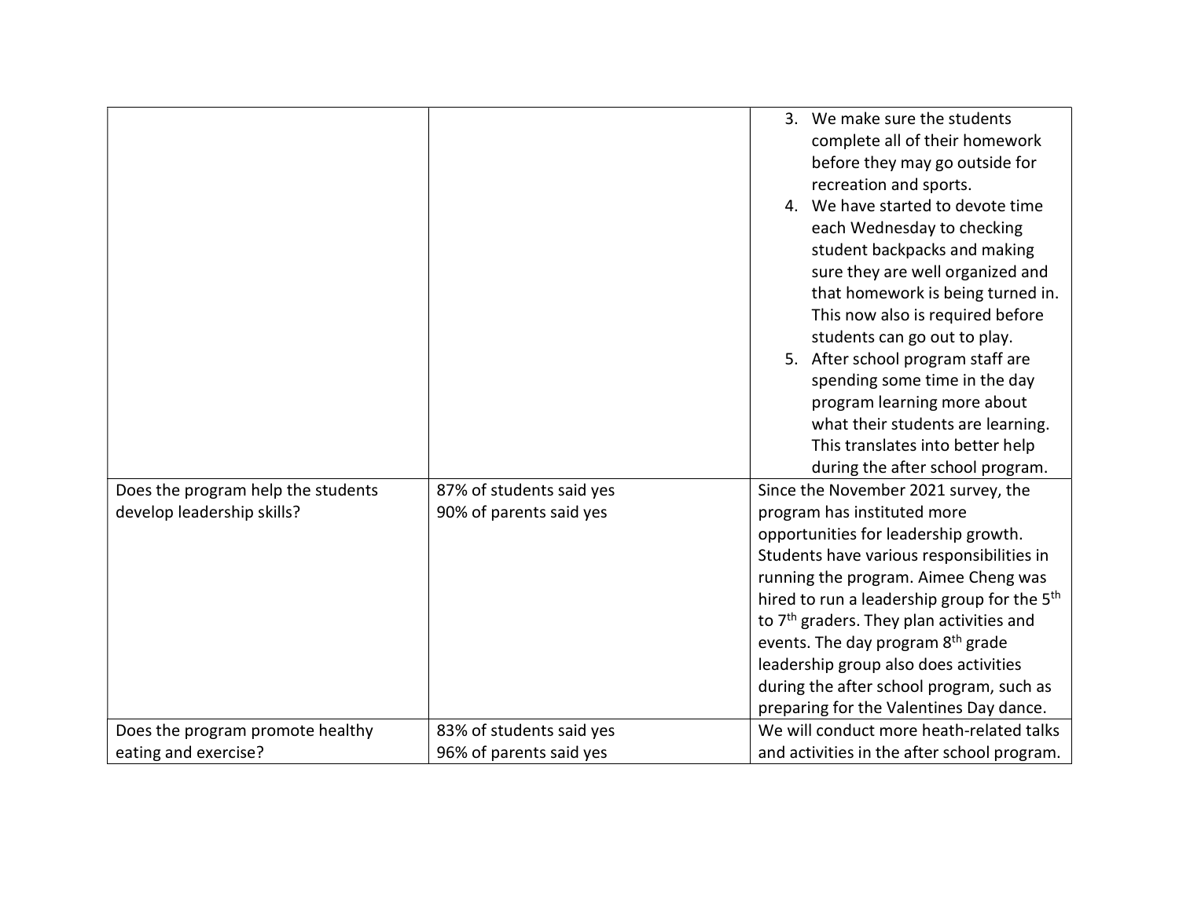| | | |
|---|---|---|
| | | 3. We make sure the students complete all of their homework before they may go outside for recreation and sports.<br>4. We have started to devote time each Wednesday to checking student backpacks and making sure they are well organized and that homework is being turned in. This now also is required before students can go out to play.<br>5. After school program staff are spending some time in the day program learning more about what their students are learning. This translates into better help during the after school program. |
| Does the program help the students develop leadership skills? | 87% of students said yes<br>90% of parents said yes | Since the November 2021 survey, the program has instituted more opportunities for leadership growth. Students have various responsibilities in running the program. Aimee Cheng was hired to run a leadership group for the 5th to 7th graders. They plan activities and events. The day program 8th grade leadership group also does activities during the after school program, such as preparing for the Valentines Day dance. |
| Does the program promote healthy eating and exercise? | 83% of students said yes<br>96% of parents said yes | We will conduct more heath-related talks and activities in the after school program. |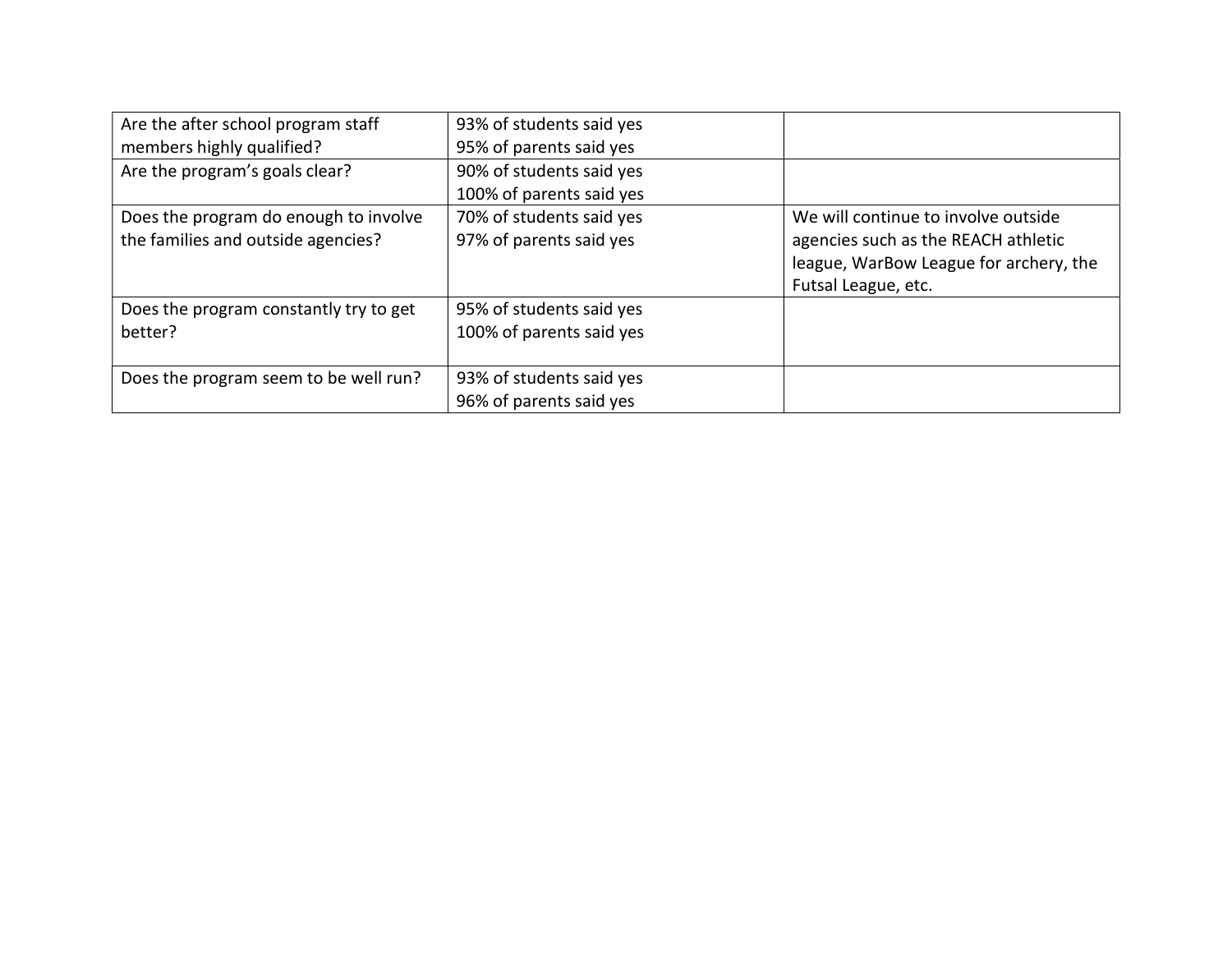| | | |
|---|---|---|
| Are the after school program staff members highly qualified? | 93% of students said yes<br>95% of parents said yes | |
| Are the program's goals clear? | 90% of students said yes<br>100% of parents said yes | |
| Does the program do enough to involve the families and outside agencies? | 70% of students said yes<br>97% of parents said yes | We will continue to involve outside agencies such as the REACH athletic league, WarBow League for archery, the Futsal League, etc. |
| Does the program constantly try to get better? | 95% of students said yes<br>100% of parents said yes | |
| Does the program seem to be well run? | 93% of students said yes<br>96% of parents said yes | |